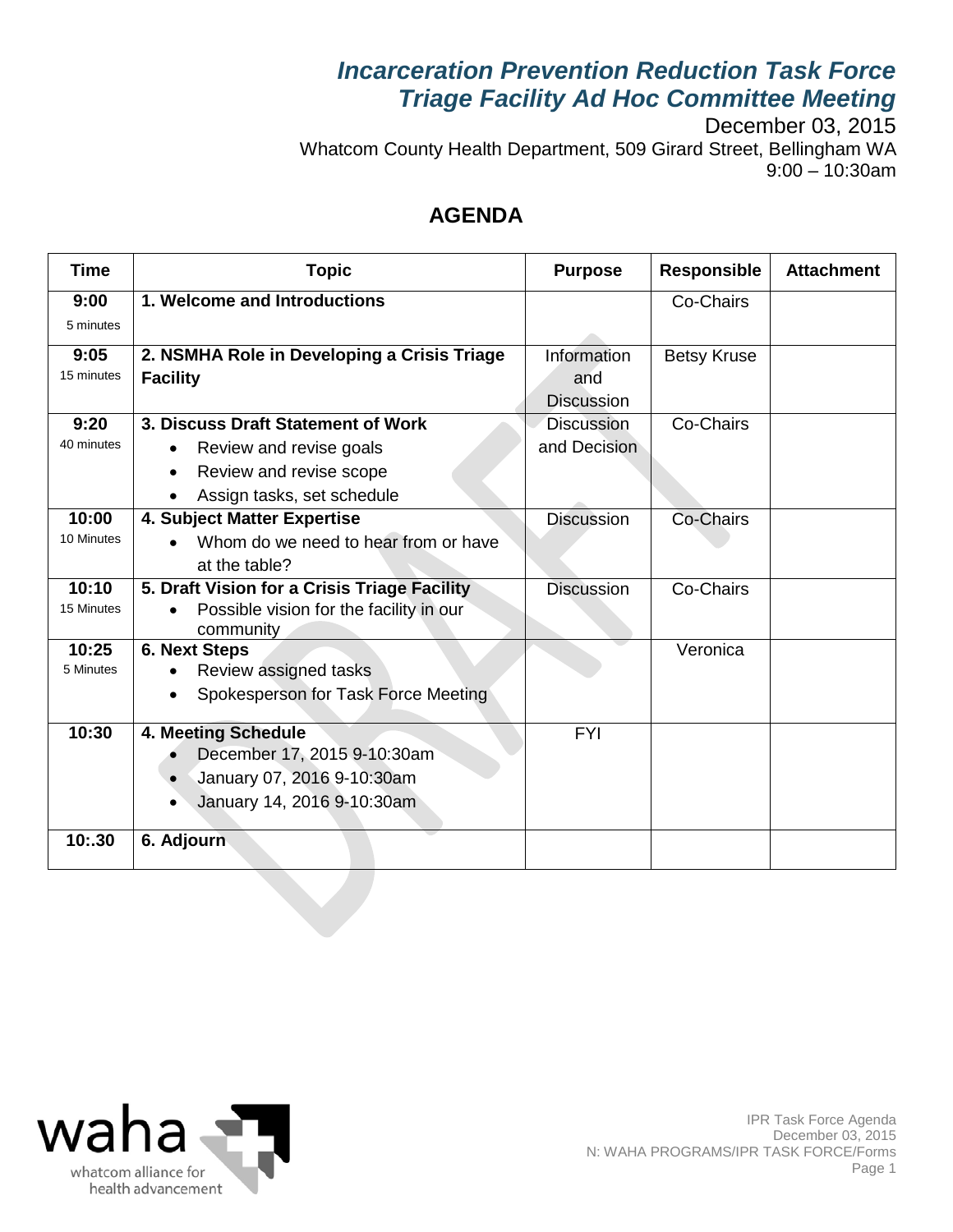# *Incarceration Prevention Reduction Task Force*
# *Triage Facility Ad Hoc Committee Meeting*

December 03, 2015
Whatcom County Health Department, 509 Girard Street, Bellingham WA
9:00 – 10:30am

## AGENDA

| Time | Topic | Purpose | Responsible | Attachment |
|---|---|---|---|---|
| **9:00** 5 minutes | **1. Welcome and Introductions** | | Co-Chairs | |
| **9:05** 15 minutes | **2. NSMHA Role in Developing a Crisis Triage Facility** | Information and Discussion | Betsy Kruse | |
| **9:20** 40 minutes | **3. Discuss Draft Statement of Work**<br>• Review and revise goals<br>• Review and revise scope<br>• Assign tasks, set schedule | Discussion and Decision | Co-Chairs | |
| **10:00** 10 Minutes | **4. Subject Matter Expertise**<br>• Whom do we need to hear from or have at the table? | Discussion | Co-Chairs | |
| **10:10** 15 Minutes | **5. Draft Vision for a Crisis Triage Facility**<br>• Possible vision for the facility in our community | Discussion | Co-Chairs | |
| **10:25** 5 Minutes | **6. Next Steps**<br>• Review assigned tasks<br>• Spokesperson for Task Force Meeting | | Veronica | |
| **10:30** | **4. Meeting Schedule**<br>• December 17, 2015 9-10:30am<br>• January 07, 2016 9-10:30am<br>• January 14, 2016 9-10:30am | FYI | | |
| **10:.30** | **6. Adjourn** | | | |

waha
whatcom alliance for health advancement

IPR Task Force Agenda
December 03, 2015
N: WAHA PROGRAMS/IPR TASK FORCE/Forms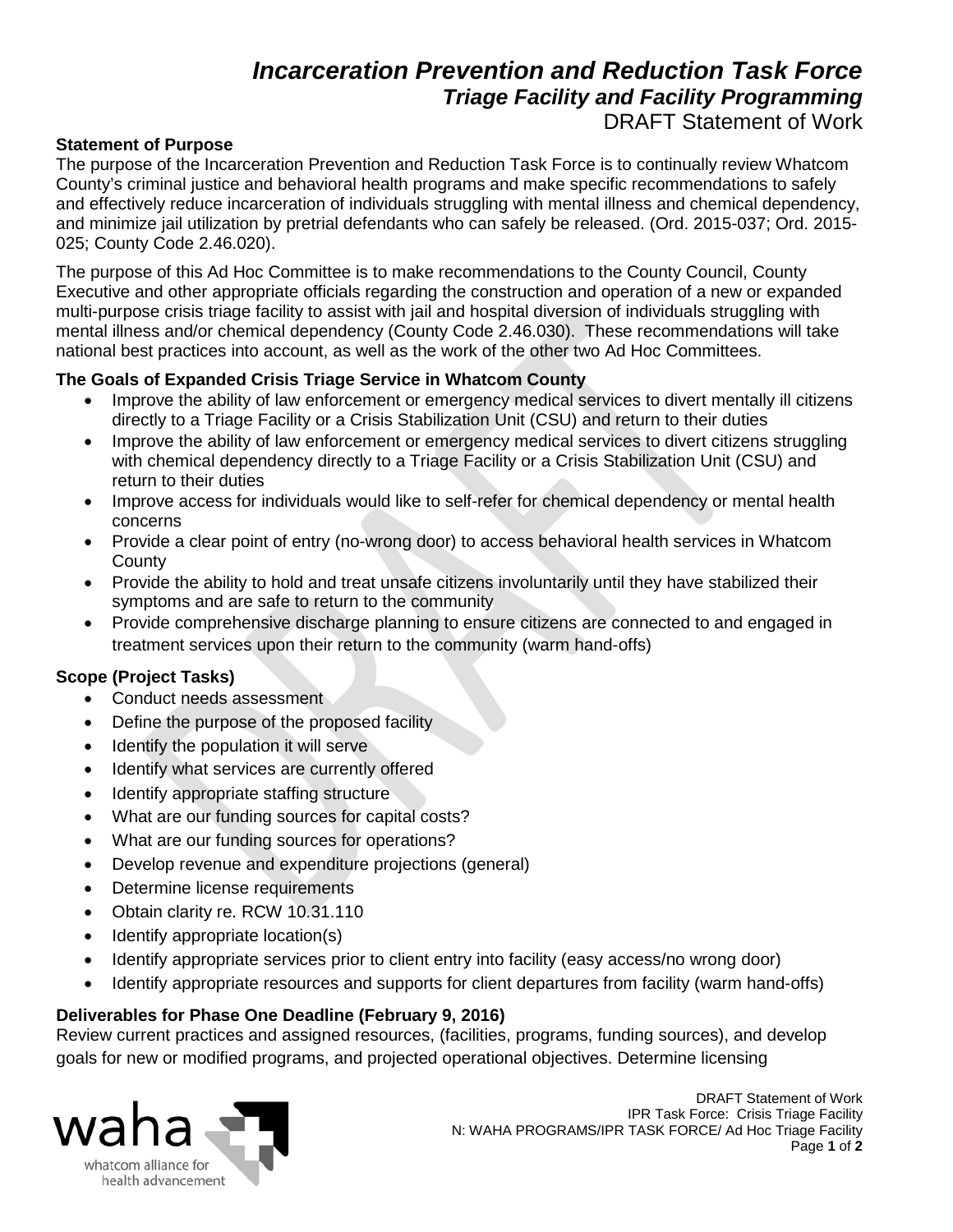# *Incarceration Prevention and Reduction Task Force*

## *Triage Facility and Facility Programming*

DRAFT Statement of Work

**Statement of Purpose**

The purpose of the Incarceration Prevention and Reduction Task Force is to continually review Whatcom County's criminal justice and behavioral health programs and make specific recommendations to safely and effectively reduce incarceration of individuals struggling with mental illness and chemical dependency, and minimize jail utilization by pretrial defendants who can safely be released. (Ord. 2015-037; Ord. 2015-025; County Code 2.46.020).

The purpose of this Ad Hoc Committee is to make recommendations to the County Council, County Executive and other appropriate officials regarding the construction and operation of a new or expanded multi-purpose crisis triage facility to assist with jail and hospital diversion of individuals struggling with mental illness and/or chemical dependency (County Code 2.46.030). These recommendations will take national best practices into account, as well as the work of the other two Ad Hoc Committees.

**The Goals of Expanded Crisis Triage Service in Whatcom County**

- Improve the ability of law enforcement or emergency medical services to divert mentally ill citizens directly to a Triage Facility or a Crisis Stabilization Unit (CSU) and return to their duties
- Improve the ability of law enforcement or emergency medical services to divert citizens struggling with chemical dependency directly to a Triage Facility or a Crisis Stabilization Unit (CSU) and return to their duties
- Improve access for individuals would like to self-refer for chemical dependency or mental health concerns
- Provide a clear point of entry (no-wrong door) to access behavioral health services in Whatcom County
- Provide the ability to hold and treat unsafe citizens involuntarily until they have stabilized their symptoms and are safe to return to the community
- Provide comprehensive discharge planning to ensure citizens are connected to and engaged in treatment services upon their return to the community (warm hand-offs)

**Scope (Project Tasks)**

- Conduct needs assessment
- Define the purpose of the proposed facility
- Identify the population it will serve
- Identify what services are currently offered
- Identify appropriate staffing structure
- What are our funding sources for capital costs?
- What are our funding sources for operations?
- Develop revenue and expenditure projections (general)
- Determine license requirements
- Obtain clarity re. RCW 10.31.110
- Identify appropriate location(s)
- Identify appropriate services prior to client entry into facility (easy access/no wrong door)
- Identify appropriate resources and supports for client departures from facility (warm hand-offs)

**Deliverables for Phase One Deadline (February 9, 2016)**

Review current practices and assigned resources, (facilities, programs, funding sources), and develop goals for new or modified programs, and projected operational objectives. Determine licensing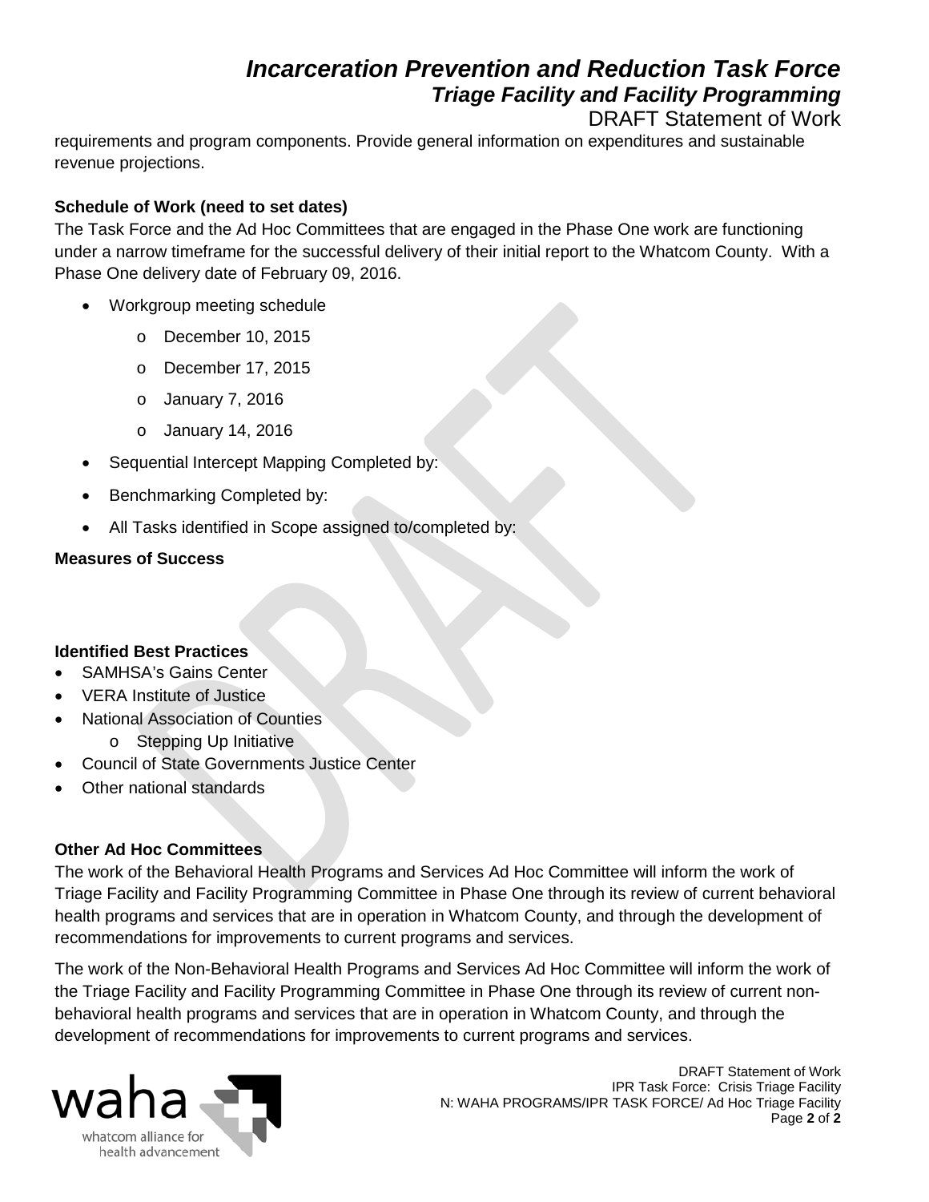requirements and program components. Provide general information on expenditures and sustainable revenue projections.

**Schedule of Work (need to set dates)**

The Task Force and the Ad Hoc Committees that are engaged in the Phase One work are functioning under a narrow timeframe for the successful delivery of their initial report to the Whatcom County. With a Phase One delivery date of February 09, 2016.

- Workgroup meeting schedule
  - December 10, 2015
  - December 17, 2015
  - January 7, 2016
  - January 14, 2016
- Sequential Intercept Mapping Completed by:
- Benchmarking Completed by:
- All Tasks identified in Scope assigned to/completed by:

**Measures of Success**

**Identified Best Practices**

- SAMHSA's Gains Center
- VERA Institute of Justice
- National Association of Counties
  - Stepping Up Initiative
- Council of State Governments Justice Center
- Other national standards

**Other Ad Hoc Committees**

The work of the Behavioral Health Programs and Services Ad Hoc Committee will inform the work of Triage Facility and Facility Programming Committee in Phase One through its review of current behavioral health programs and services that are in operation in Whatcom County, and through the development of recommendations for improvements to current programs and services.

The work of the Non-Behavioral Health Programs and Services Ad Hoc Committee will inform the work of the Triage Facility and Facility Programming Committee in Phase One through its review of current non-behavioral health programs and services that are in operation in Whatcom County, and through the development of recommendations for improvements to current programs and services.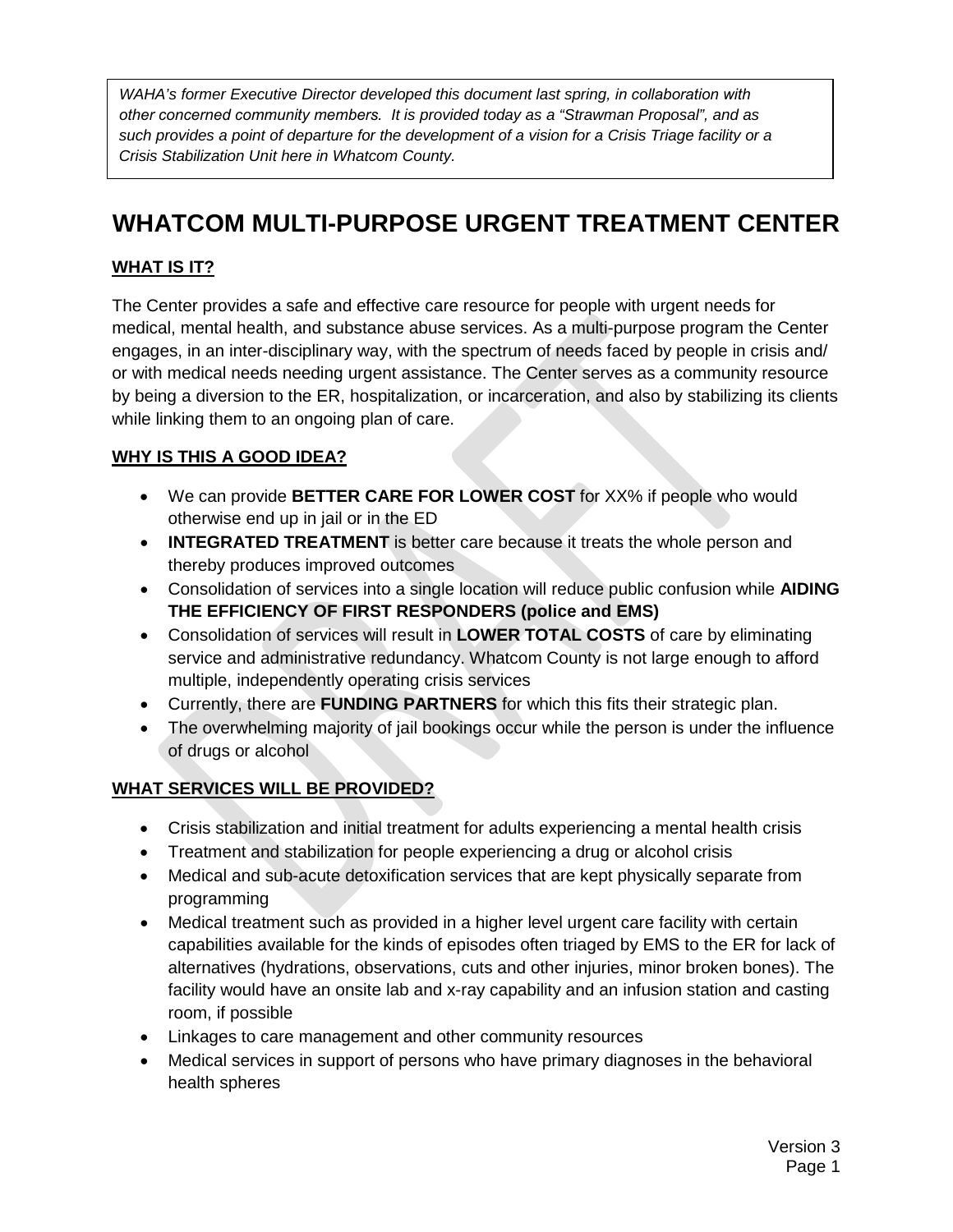*WAHA's former Executive Director developed this document last spring, in collaboration with other concerned community members. It is provided today as a "Strawman Proposal", and as such provides a point of departure for the development of a vision for a Crisis Triage facility or a Crisis Stabilization Unit here in Whatcom County.*

# WHATCOM MULTI-PURPOSE URGENT TREATMENT CENTER

## WHAT IS IT?

The Center provides a safe and effective care resource for people with urgent needs for medical, mental health, and substance abuse services. As a multi-purpose program the Center engages, in an inter-disciplinary way, with the spectrum of needs faced by people in crisis and/ or with medical needs needing urgent assistance. The Center serves as a community resource by being a diversion to the ER, hospitalization, or incarceration, and also by stabilizing its clients while linking them to an ongoing plan of care.

## WHY IS THIS A GOOD IDEA?

- We can provide **BETTER CARE FOR LOWER COST** for XX% if people who would otherwise end up in jail or in the ED
- **INTEGRATED TREATMENT** is better care because it treats the whole person and thereby produces improved outcomes
- Consolidation of services into a single location will reduce public confusion while **AIDING THE EFFICIENCY OF FIRST RESPONDERS (police and EMS)**
- Consolidation of services will result in **LOWER TOTAL COSTS** of care by eliminating service and administrative redundancy. Whatcom County is not large enough to afford multiple, independently operating crisis services
- Currently, there are **FUNDING PARTNERS** for which this fits their strategic plan.
- The overwhelming majority of jail bookings occur while the person is under the influence of drugs or alcohol

## WHAT SERVICES WILL BE PROVIDED?

- Crisis stabilization and initial treatment for adults experiencing a mental health crisis
- Treatment and stabilization for people experiencing a drug or alcohol crisis
- Medical and sub-acute detoxification services that are kept physically separate from programming
- Medical treatment such as provided in a higher level urgent care facility with certain capabilities available for the kinds of episodes often triaged by EMS to the ER for lack of alternatives (hydrations, observations, cuts and other injuries, minor broken bones). The facility would have an onsite lab and x-ray capability and an infusion station and casting room, if possible
- Linkages to care management and other community resources
- Medical services in support of persons who have primary diagnoses in the behavioral health spheres

Version 3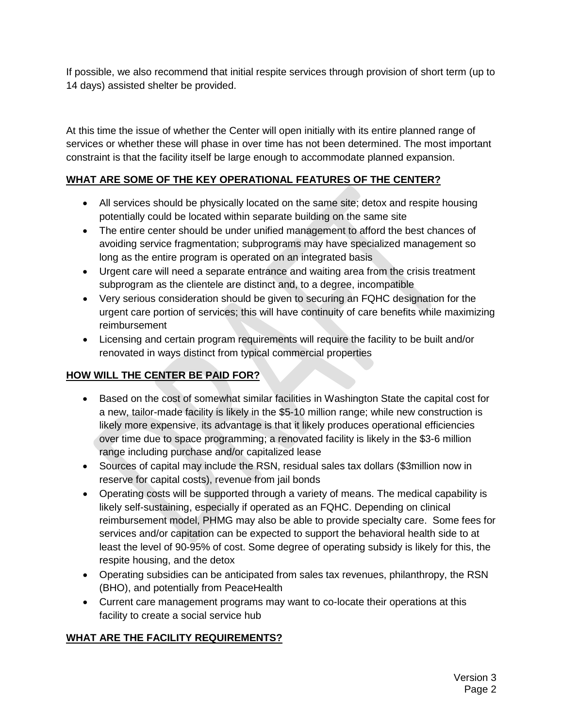If possible, we also recommend that initial respite services through provision of short term (up to 14 days) assisted shelter be provided.

At this time the issue of whether the Center will open initially with its entire planned range of services or whether these will phase in over time has not been determined. The most important constraint is that the facility itself be large enough to accommodate planned expansion.

## WHAT ARE SOME OF THE KEY OPERATIONAL FEATURES OF THE CENTER?

- All services should be physically located on the same site; detox and respite housing potentially could be located within separate building on the same site
- The entire center should be under unified management to afford the best chances of avoiding service fragmentation; subprograms may have specialized management so long as the entire program is operated on an integrated basis
- Urgent care will need a separate entrance and waiting area from the crisis treatment subprogram as the clientele are distinct and, to a degree, incompatible
- Very serious consideration should be given to securing an FQHC designation for the urgent care portion of services; this will have continuity of care benefits while maximizing reimbursement
- Licensing and certain program requirements will require the facility to be built and/or renovated in ways distinct from typical commercial properties

## HOW WILL THE CENTER BE PAID FOR?

- Based on the cost of somewhat similar facilities in Washington State the capital cost for a new, tailor-made facility is likely in the $5-10 million range; while new construction is likely more expensive, its advantage is that it likely produces operational efficiencies over time due to space programming; a renovated facility is likely in the $3-6 million range including purchase and/or capitalized lease
- Sources of capital may include the RSN, residual sales tax dollars ($3million now in reserve for capital costs), revenue from jail bonds
- Operating costs will be supported through a variety of means. The medical capability is likely self-sustaining, especially if operated as an FQHC. Depending on clinical reimbursement model, PHMG may also be able to provide specialty care. Some fees for services and/or capitation can be expected to support the behavioral health side to at least the level of 90-95% of cost. Some degree of operating subsidy is likely for this, the respite housing, and the detox
- Operating subsidies can be anticipated from sales tax revenues, philanthropy, the RSN (BHO), and potentially from PeaceHealth
- Current care management programs may want to co-locate their operations at this facility to create a social service hub

## WHAT ARE THE FACILITY REQUIREMENTS?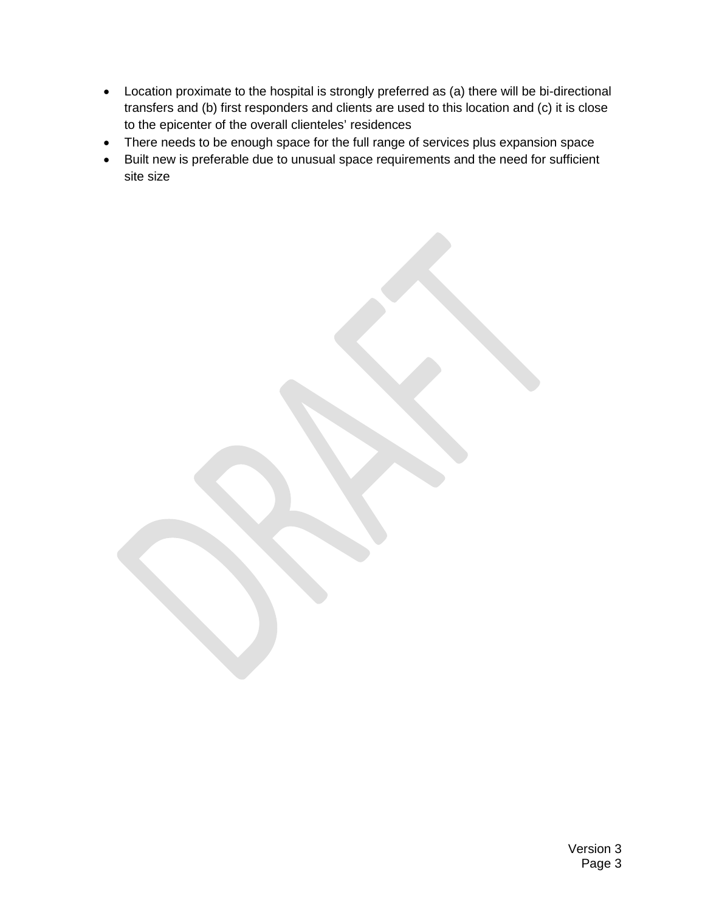- Location proximate to the hospital is strongly preferred as (a) there will be bi-directional transfers and (b) first responders and clients are used to this location and (c) it is close to the epicenter of the overall clienteles' residences
- There needs to be enough space for the full range of services plus expansion space
- Built new is preferable due to unusual space requirements and the need for sufficient site size